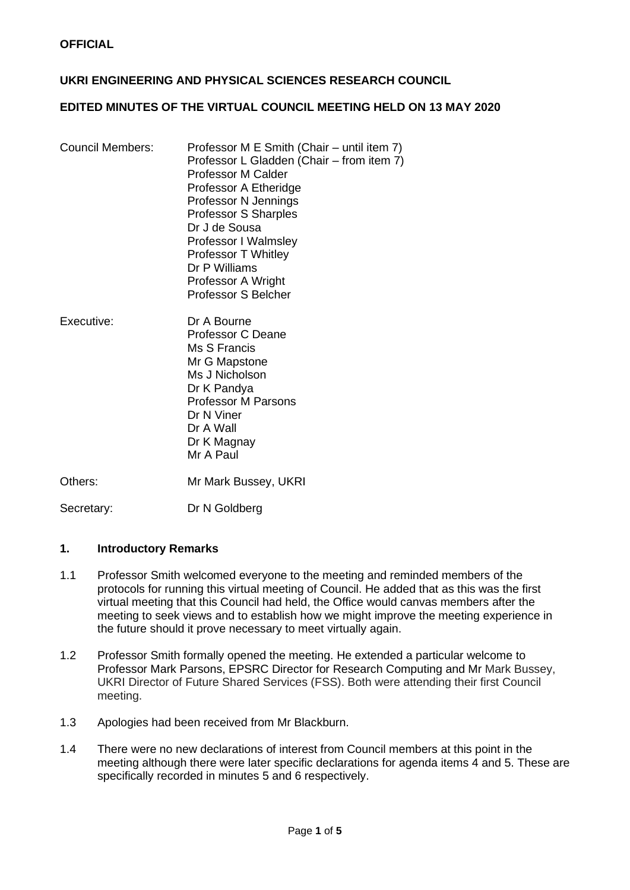**OFFICIAL**

**UKRI ENGINEERING AND PHYSICAL SCIENCES RESEARCH COUNCIL**

**EDITED MINUTES OF THE VIRTUAL COUNCIL MEETING HELD ON 13 MAY 2020**

| | |
|---|---|
| Council Members: | Professor M E Smith (Chair – until item 7)<br>Professor L Gladden (Chair – from item 7)<br>Professor M Calder<br>Professor A Etheridge<br>Professor N Jennings<br>Professor S Sharples<br>Dr J de Sousa<br>Professor I Walmsley<br>Professor T Whitley<br>Dr P Williams<br>Professor A Wright<br>Professor S Belcher |
| Executive: | Dr A Bourne<br>Professor C Deane<br>Ms S Francis<br>Mr G Mapstone<br>Ms J Nicholson<br>Dr K Pandya<br>Professor M Parsons<br>Dr N Viner<br>Dr A Wall<br>Dr K Magnay<br>Mr A Paul |
| Others: | Mr Mark Bussey, UKRI |
| Secretary: | Dr N Goldberg |

## 1. Introductory Remarks

1.1 Professor Smith welcomed everyone to the meeting and reminded members of the protocols for running this virtual meeting of Council. He added that as this was the first virtual meeting that this Council had held, the Office would canvas members after the meeting to seek views and to establish how we might improve the meeting experience in the future should it prove necessary to meet virtually again.

1.2 Professor Smith formally opened the meeting. He extended a particular welcome to Professor Mark Parsons, EPSRC Director for Research Computing and Mr Mark Bussey, UKRI Director of Future Shared Services (FSS). Both were attending their first Council meeting.

1.3 Apologies had been received from Mr Blackburn.

1.4 There were no new declarations of interest from Council members at this point in the meeting although there were later specific declarations for agenda items 4 and 5. These are specifically recorded in minutes 5 and 6 respectively.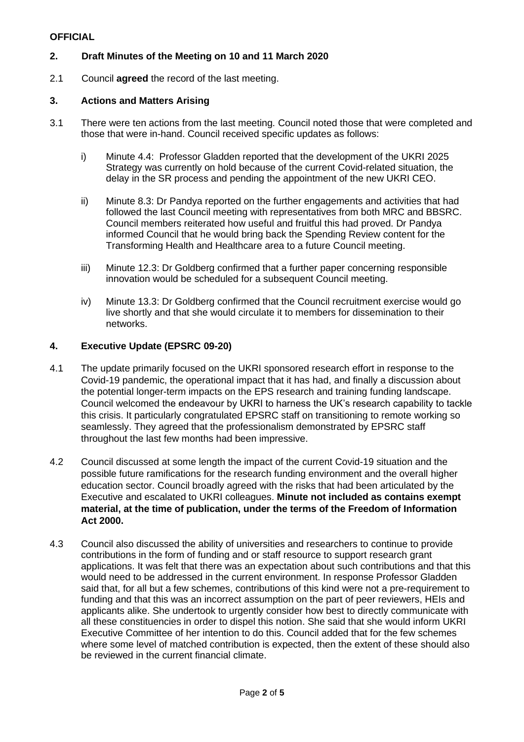**OFFICIAL**

## 2. Draft Minutes of the Meeting on 10 and 11 March 2020

2.1 Council **agreed** the record of the last meeting.

## 3. Actions and Matters Arising

3.1 There were ten actions from the last meeting. Council noted those that were completed and those that were in-hand. Council received specific updates as follows:

i) Minute 4.4: Professor Gladden reported that the development of the UKRI 2025 Strategy was currently on hold because of the current Covid-related situation, the delay in the SR process and pending the appointment of the new UKRI CEO.

ii) Minute 8.3: Dr Pandya reported on the further engagements and activities that had followed the last Council meeting with representatives from both MRC and BBSRC. Council members reiterated how useful and fruitful this had proved. Dr Pandya informed Council that he would bring back the Spending Review content for the Transforming Health and Healthcare area to a future Council meeting.

iii) Minute 12.3: Dr Goldberg confirmed that a further paper concerning responsible innovation would be scheduled for a subsequent Council meeting.

iv) Minute 13.3: Dr Goldberg confirmed that the Council recruitment exercise would go live shortly and that she would circulate it to members for dissemination to their networks.

## 4. Executive Update (EPSRC 09-20)

4.1 The update primarily focused on the UKRI sponsored research effort in response to the Covid-19 pandemic, the operational impact that it has had, and finally a discussion about the potential longer-term impacts on the EPS research and training funding landscape. Council welcomed the endeavour by UKRI to harness the UK's research capability to tackle this crisis. It particularly congratulated EPSRC staff on transitioning to remote working so seamlessly. They agreed that the professionalism demonstrated by EPSRC staff throughout the last few months had been impressive.

4.2 Council discussed at some length the impact of the current Covid-19 situation and the possible future ramifications for the research funding environment and the overall higher education sector. Council broadly agreed with the risks that had been articulated by the Executive and escalated to UKRI colleagues. **Minute not included as contains exempt material, at the time of publication, under the terms of the Freedom of Information Act 2000.**

4.3 Council also discussed the ability of universities and researchers to continue to provide contributions in the form of funding and or staff resource to support research grant applications. It was felt that there was an expectation about such contributions and that this would need to be addressed in the current environment. In response Professor Gladden said that, for all but a few schemes, contributions of this kind were not a pre-requirement to funding and that this was an incorrect assumption on the part of peer reviewers, HEIs and applicants alike. She undertook to urgently consider how best to directly communicate with all these constituencies in order to dispel this notion. She said that she would inform UKRI Executive Committee of her intention to do this. Council added that for the few schemes where some level of matched contribution is expected, then the extent of these should also be reviewed in the current financial climate.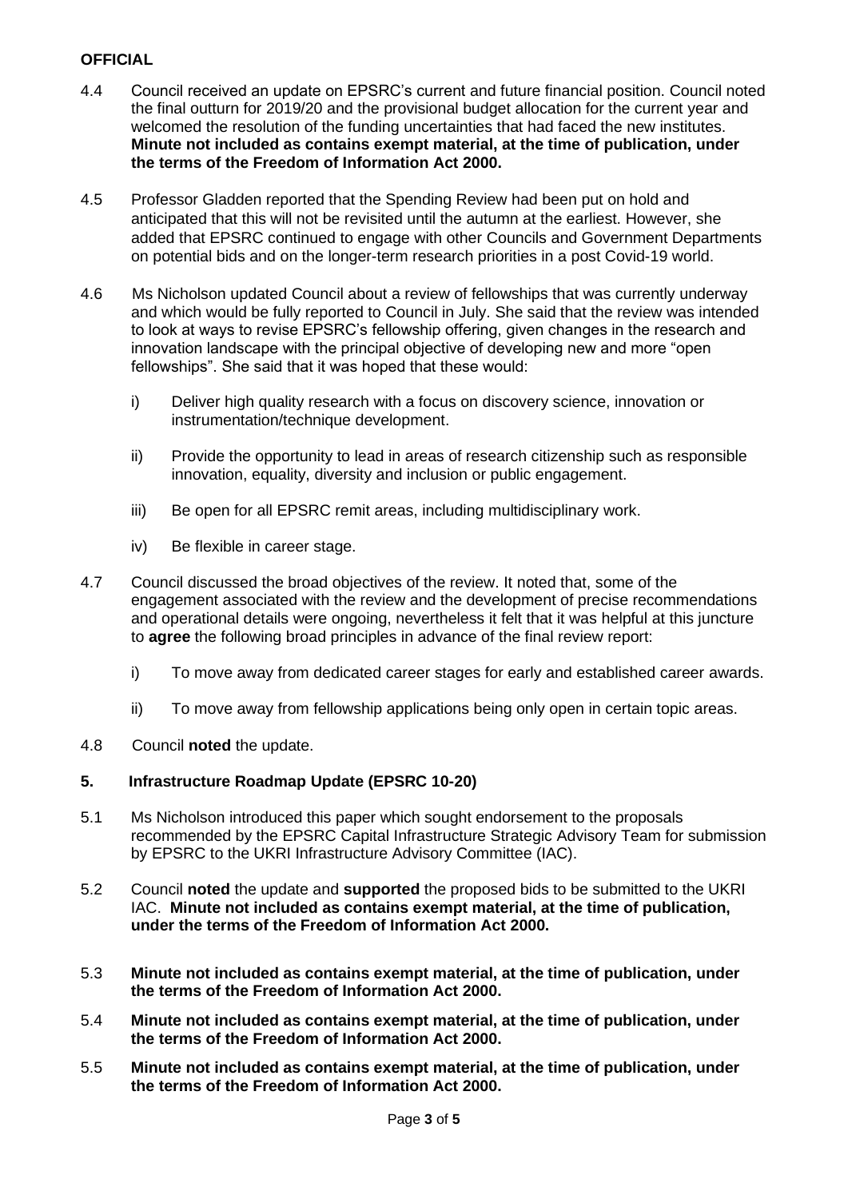4.4 Council received an update on EPSRC's current and future financial position. Council noted the final outturn for 2019/20 and the provisional budget allocation for the current year and welcomed the resolution of the funding uncertainties that had faced the new institutes. **Minute not included as contains exempt material, at the time of publication, under the terms of the Freedom of Information Act 2000.**

4.5 Professor Gladden reported that the Spending Review had been put on hold and anticipated that this will not be revisited until the autumn at the earliest. However, she added that EPSRC continued to engage with other Councils and Government Departments on potential bids and on the longer-term research priorities in a post Covid-19 world.

4.6 Ms Nicholson updated Council about a review of fellowships that was currently underway and which would be fully reported to Council in July. She said that the review was intended to look at ways to revise EPSRC's fellowship offering, given changes in the research and innovation landscape with the principal objective of developing new and more "open fellowships". She said that it was hoped that these would:

i) Deliver high quality research with a focus on discovery science, innovation or instrumentation/technique development.

ii) Provide the opportunity to lead in areas of research citizenship such as responsible innovation, equality, diversity and inclusion or public engagement.

iii) Be open for all EPSRC remit areas, including multidisciplinary work.

iv) Be flexible in career stage.

4.7 Council discussed the broad objectives of the review. It noted that, some of the engagement associated with the review and the development of precise recommendations and operational details were ongoing, nevertheless it felt that it was helpful at this juncture to **agree** the following broad principles in advance of the final review report:

i) To move away from dedicated career stages for early and established career awards.

ii) To move away from fellowship applications being only open in certain topic areas.

4.8 Council **noted** the update.

## 5. Infrastructure Roadmap Update (EPSRC 10-20)

5.1 Ms Nicholson introduced this paper which sought endorsement to the proposals recommended by the EPSRC Capital Infrastructure Strategic Advisory Team for submission by EPSRC to the UKRI Infrastructure Advisory Committee (IAC).

5.2 Council **noted** the update and **supported** the proposed bids to be submitted to the UKRI IAC. **Minute not included as contains exempt material, at the time of publication, under the terms of the Freedom of Information Act 2000.**

5.3 **Minute not included as contains exempt material, at the time of publication, under the terms of the Freedom of Information Act 2000.**

5.4 **Minute not included as contains exempt material, at the time of publication, under the terms of the Freedom of Information Act 2000.**

5.5 **Minute not included as contains exempt material, at the time of publication, under the terms of the Freedom of Information Act 2000.**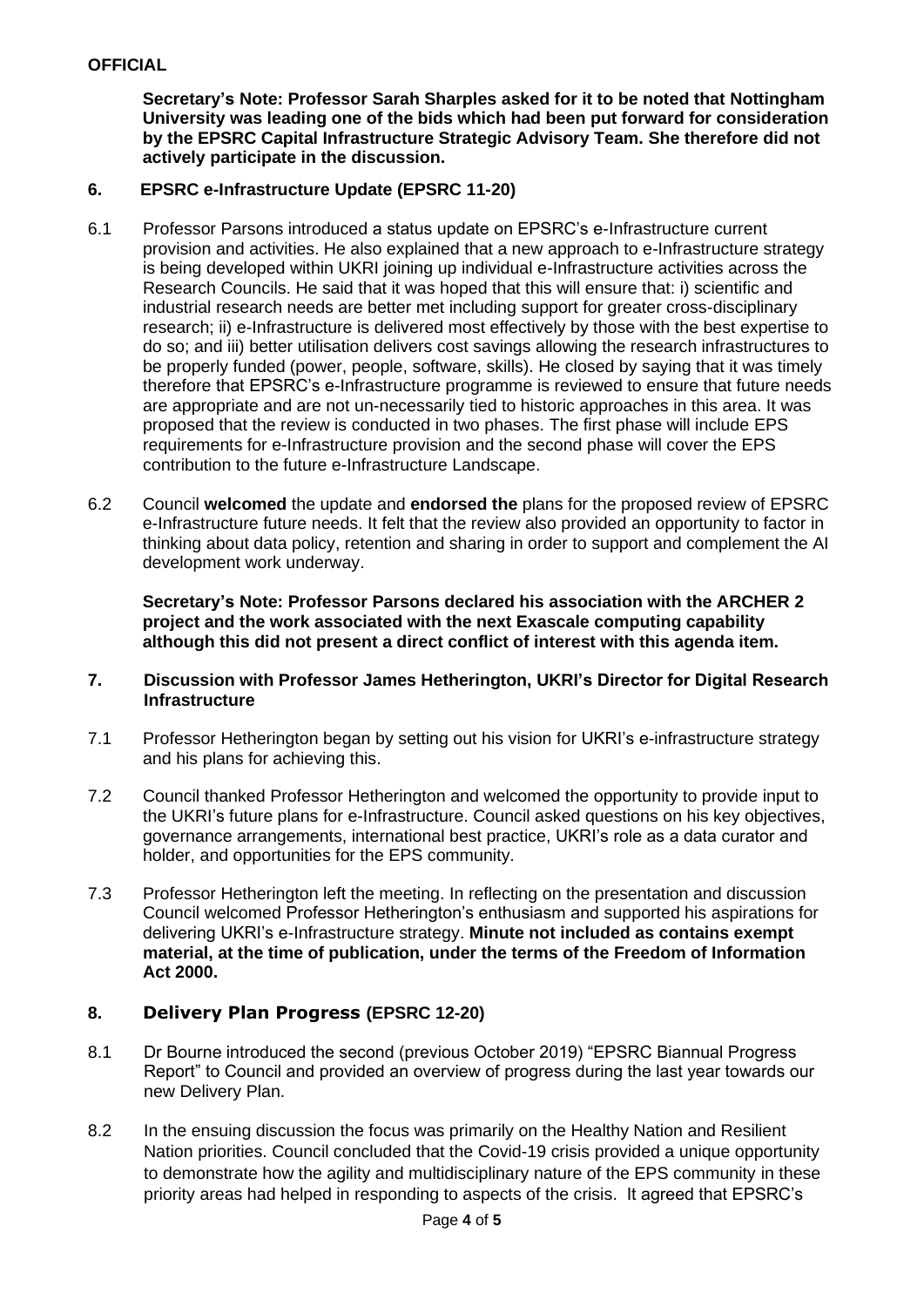**Secretary's Note: Professor Sarah Sharples asked for it to be noted that Nottingham University was leading one of the bids which had been put forward for consideration by the EPSRC Capital Infrastructure Strategic Advisory Team. She therefore did not actively participate in the discussion.**

## 6. EPSRC e-Infrastructure Update (EPSRC 11-20)

6.1 Professor Parsons introduced a status update on EPSRC's e-Infrastructure current provision and activities. He also explained that a new approach to e-Infrastructure strategy is being developed within UKRI joining up individual e-Infrastructure activities across the Research Councils. He said that it was hoped that this will ensure that: i) scientific and industrial research needs are better met including support for greater cross-disciplinary research; ii) e-Infrastructure is delivered most effectively by those with the best expertise to do so; and iii) better utilisation delivers cost savings allowing the research infrastructures to be properly funded (power, people, software, skills). He closed by saying that it was timely therefore that EPSRC's e-Infrastructure programme is reviewed to ensure that future needs are appropriate and are not un-necessarily tied to historic approaches in this area. It was proposed that the review is conducted in two phases. The first phase will include EPS requirements for e-Infrastructure provision and the second phase will cover the EPS contribution to the future e-Infrastructure Landscape.

6.2 Council **welcomed** the update and **endorsed the** plans for the proposed review of EPSRC e-Infrastructure future needs. It felt that the review also provided an opportunity to factor in thinking about data policy, retention and sharing in order to support and complement the AI development work underway.

**Secretary's Note: Professor Parsons declared his association with the ARCHER 2 project and the work associated with the next Exascale computing capability although this did not present a direct conflict of interest with this agenda item.**

## 7. Discussion with Professor James Hetherington, UKRI's Director for Digital Research Infrastructure

7.1 Professor Hetherington began by setting out his vision for UKRI's e-infrastructure strategy and his plans for achieving this.

7.2 Council thanked Professor Hetherington and welcomed the opportunity to provide input to the UKRI's future plans for e-Infrastructure. Council asked questions on his key objectives, governance arrangements, international best practice, UKRI's role as a data curator and holder, and opportunities for the EPS community.

7.3 Professor Hetherington left the meeting. In reflecting on the presentation and discussion Council welcomed Professor Hetherington's enthusiasm and supported his aspirations for delivering UKRI's e-Infrastructure strategy. **Minute not included as contains exempt material, at the time of publication, under the terms of the Freedom of Information Act 2000.**

## 8. Delivery Plan Progress (EPSRC 12-20)

8.1 Dr Bourne introduced the second (previous October 2019) "EPSRC Biannual Progress Report" to Council and provided an overview of progress during the last year towards our new Delivery Plan.

8.2 In the ensuing discussion the focus was primarily on the Healthy Nation and Resilient Nation priorities. Council concluded that the Covid-19 crisis provided a unique opportunity to demonstrate how the agility and multidisciplinary nature of the EPS community in these priority areas had helped in responding to aspects of the crisis. It agreed that EPSRC's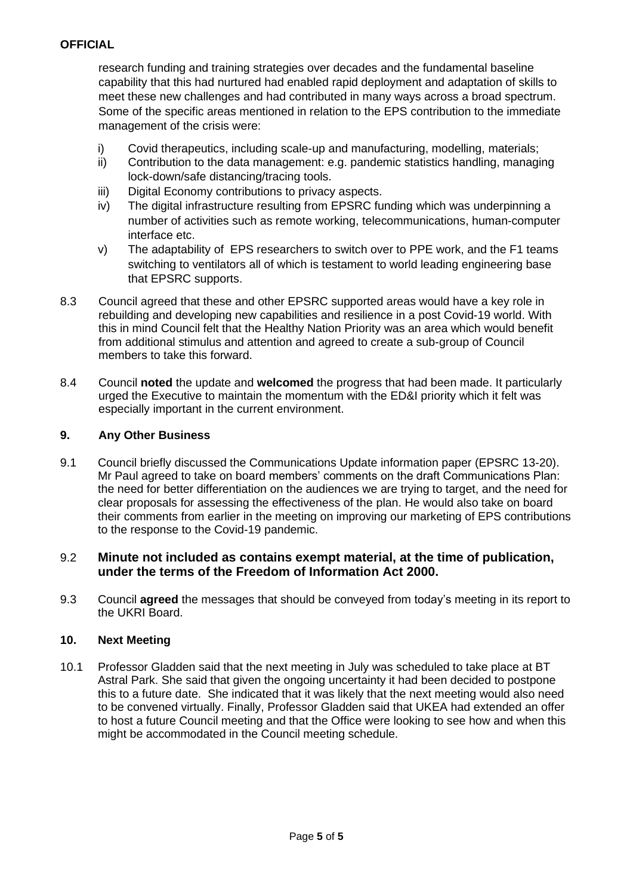research funding and training strategies over decades and the fundamental baseline capability that this had nurtured had enabled rapid deployment and adaptation of skills to meet these new challenges and had contributed in many ways across a broad spectrum. Some of the specific areas mentioned in relation to the EPS contribution to the immediate management of the crisis were:

i) Covid therapeutics, including scale-up and manufacturing, modelling, materials;
ii) Contribution to the data management: e.g. pandemic statistics handling, managing lock-down/safe distancing/tracing tools.
iii) Digital Economy contributions to privacy aspects.
iv) The digital infrastructure resulting from EPSRC funding which was underpinning a number of activities such as remote working, telecommunications, human-computer interface etc.
v) The adaptability of EPS researchers to switch over to PPE work, and the F1 teams switching to ventilators all of which is testament to world leading engineering base that EPSRC supports.

8.3 Council agreed that these and other EPSRC supported areas would have a key role in rebuilding and developing new capabilities and resilience in a post Covid-19 world. With this in mind Council felt that the Healthy Nation Priority was an area which would benefit from additional stimulus and attention and agreed to create a sub-group of Council members to take this forward.

8.4 Council **noted** the update and **welcomed** the progress that had been made. It particularly urged the Executive to maintain the momentum with the ED&I priority which it felt was especially important in the current environment.

## 9. Any Other Business

9.1 Council briefly discussed the Communications Update information paper (EPSRC 13-20). Mr Paul agreed to take on board members' comments on the draft Communications Plan: the need for better differentiation on the audiences we are trying to target, and the need for clear proposals for assessing the effectiveness of the plan. He would also take on board their comments from earlier in the meeting on improving our marketing of EPS contributions to the response to the Covid-19 pandemic.

9.2 **Minute not included as contains exempt material, at the time of publication, under the terms of the Freedom of Information Act 2000.**

9.3 Council **agreed** the messages that should be conveyed from today's meeting in its report to the UKRI Board.

## 10. Next Meeting

10.1 Professor Gladden said that the next meeting in July was scheduled to take place at BT Astral Park. She said that given the ongoing uncertainty it had been decided to postpone this to a future date. She indicated that it was likely that the next meeting would also need to be convened virtually. Finally, Professor Gladden said that UKEA had extended an offer to host a future Council meeting and that the Office were looking to see how and when this might be accommodated in the Council meeting schedule.